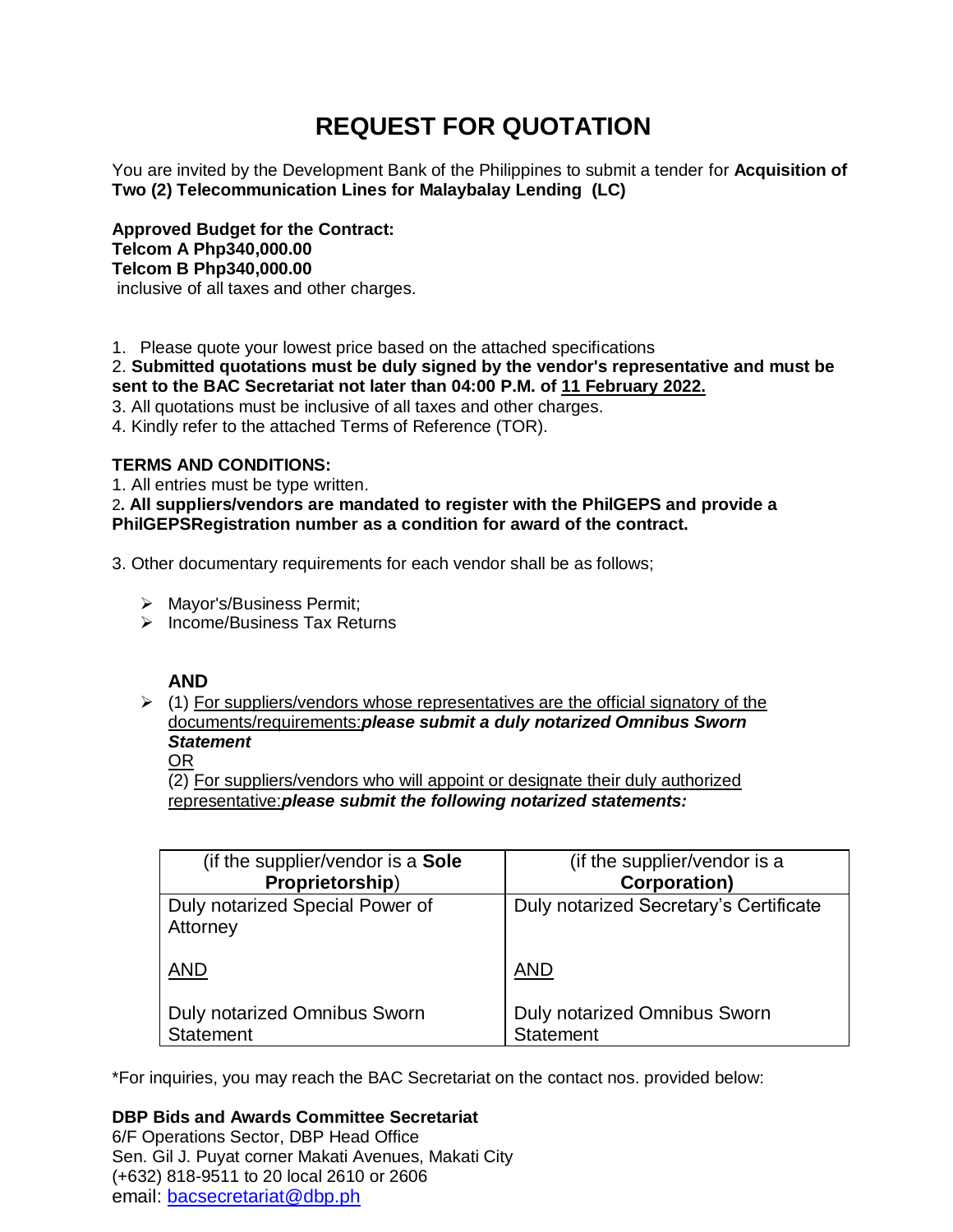# REQUEST FOR QUOTATION

You are invited by the Development Bank of the Philippines to submit a tender for **Acquisition of Two (2) Telecommunication Lines for Malaybalay Lending (LC)**

**Approved Budget for the Contract:**
**Telcom A Php340,000.00**
**Telcom B Php340,000.00**
inclusive of all taxes and other charges.

1. Please quote your lowest price based on the attached specifications
2. **Submitted quotations must be duly signed by the vendor's representative and must be sent to the BAC Secretariat not later than 04:00 P.M. of <u>11 February 2022.</u>**
3. All quotations must be inclusive of all taxes and other charges.
4. Kindly refer to the attached Terms of Reference (TOR).

**TERMS AND CONDITIONS:**

1. All entries must be type written.
2. **All suppliers/vendors are mandated to register with the PhilGEPS and provide a PhilGEPSRegistration number as a condition for award of the contract.**
3. Other documentary requirements for each vendor shall be as follows;

- Mayor's/Business Permit;
- Income/Business Tax Returns

**AND**

- (1) <u>For suppliers/vendors whose representatives are the official signatory of the documents/requirements:</u>***please submit a duly notarized Omnibus Sworn Statement***
  <u>OR</u>
  (2) <u>For suppliers/vendors who will appoint or designate their duly authorized representative:</u>***please submit the following notarized statements:***

| (if the supplier/vendor is a **Sole Proprietorship**) | (if the supplier/vendor is a **Corporation)** |
|---|---|
| Duly notarized Special Power of Attorney<br><br><u>AND</u><br><br>Duly notarized Omnibus Sworn Statement | Duly notarized Secretary's Certificate<br><br><u>AND</u><br><br>Duly notarized Omnibus Sworn Statement |

*For inquiries, you may reach the BAC Secretariat on the contact nos. provided below:

**DBP Bids and Awards Committee Secretariat**
6/F Operations Sector, DBP Head Office
Sen. Gil J. Puyat corner Makati Avenues, Makati City
(+632) 818-9511 to 20 local 2610 or 2606
email: bacsecretariat@dbp.ph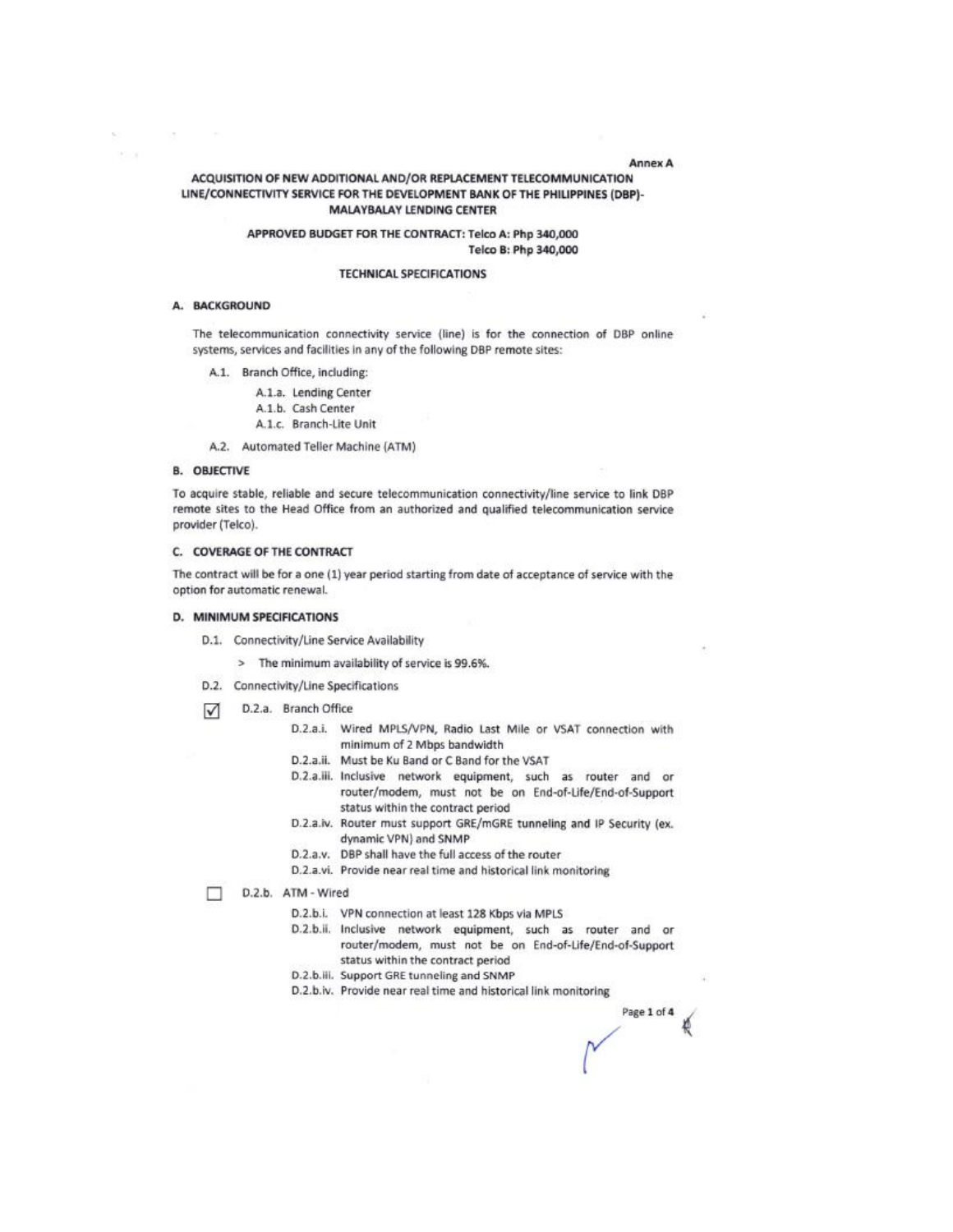Annex A

# ACQUISITION OF NEW ADDITIONAL AND/OR REPLACEMENT TELECOMMUNICATION LINE/CONNECTIVITY SERVICE FOR THE DEVELOPMENT BANK OF THE PHILIPPINES (DBP)-MALAYBALAY LENDING CENTER

**APPROVED BUDGET FOR THE CONTRACT: Telco A: Php 340,000**
**Telco B: Php 340,000**

## TECHNICAL SPECIFICATIONS

### A. BACKGROUND

The telecommunication connectivity service (line) is for the connection of DBP online systems, services and facilities in any of the following DBP remote sites:

- A.1. Branch Office, including:
  - A.1.a. Lending Center
  - A.1.b. Cash Center
  - A.1.c. Branch-Lite Unit
- A.2. Automated Teller Machine (ATM)

### B. OBJECTIVE

To acquire stable, reliable and secure telecommunication connectivity/line service to link DBP remote sites to the Head Office from an authorized and qualified telecommunication service provider (Telco).

### C. COVERAGE OF THE CONTRACT

The contract will be for a one (1) year period starting from date of acceptance of service with the option for automatic renewal.

### D. MINIMUM SPECIFICATIONS

- D.1. Connectivity/Line Service Availability
  - > The minimum availability of service is 99.6%.
- D.2. Connectivity/Line Specifications

☑ D.2.a. Branch Office

- D.2.a.i. Wired MPLS/VPN, Radio Last Mile or VSAT connection with minimum of 2 Mbps bandwidth
- D.2.a.ii. Must be Ku Band or C Band for the VSAT
- D.2.a.iii. Inclusive network equipment, such as router and or router/modem, must not be on End-of-Life/End-of-Support status within the contract period
- D.2.a.iv. Router must support GRE/mGRE tunneling and IP Security (ex. dynamic VPN) and SNMP
- D.2.a.v. DBP shall have the full access of the router
- D.2.a.vi. Provide near real time and historical link monitoring

☐ D.2.b. ATM - Wired

- D.2.b.i. VPN connection at least 128 Kbps via MPLS
- D.2.b.ii. Inclusive network equipment, such as router and or router/modem, must not be on End-of-Life/End-of-Support status within the contract period
- D.2.b.iii. Support GRE tunneling and SNMP
- D.2.b.iv. Provide near real time and historical link monitoring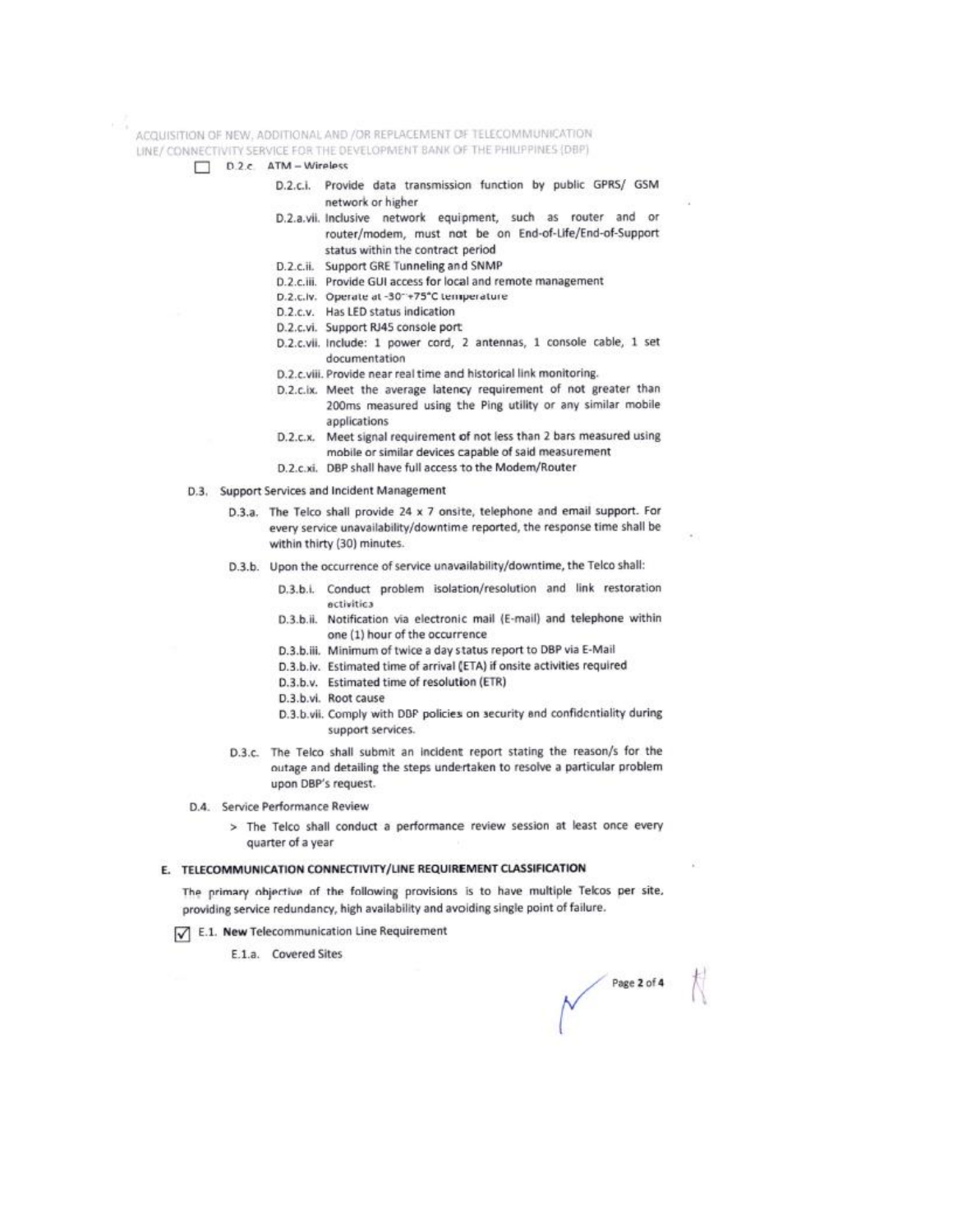☐ D.2.c. ATM – Wireless

- D.2.c.i. Provide data transmission function by public GPRS/ GSM network or higher
- D.2.a.vii. Inclusive network equipment, such as router and or router/modem, must not be on End-of-Life/End-of-Support status within the contract period
- D.2.c.ii. Support GRE Tunneling and SNMP
- D.2.c.iii. Provide GUI access for local and remote management
- D.2.c.iv. Operate at -30~+75°C temperature
- D.2.c.v. Has LED status indication
- D.2.c.vi. Support RJ45 console port
- D.2.c.vii. Include: 1 power cord, 2 antennas, 1 console cable, 1 set documentation
- D.2.c.viii. Provide near real time and historical link monitoring.
- D.2.c.ix. Meet the average latency requirement of not greater than 200ms measured using the Ping utility or any similar mobile applications
- D.2.c.x. Meet signal requirement of not less than 2 bars measured using mobile or similar devices capable of said measurement
- D.2.c.xi. DBP shall have full access to the Modem/Router

D.3. Support Services and Incident Management

D.3.a. The Telco shall provide 24 x 7 onsite, telephone and email support. For every service unavailability/downtime reported, the response time shall be within thirty (30) minutes.

D.3.b. Upon the occurrence of service unavailability/downtime, the Telco shall:

- D.3.b.i. Conduct problem isolation/resolution and link restoration activities
- D.3.b.ii. Notification via electronic mail (E-mail) and telephone within one (1) hour of the occurrence
- D.3.b.iii. Minimum of twice a day status report to DBP via E-Mail
- D.3.b.iv. Estimated time of arrival (ETA) if onsite activities required
- D.3.b.v. Estimated time of resolution (ETR)
- D.3.b.vi. Root cause
- D.3.b.vii. Comply with DBP policies on security and confidentiality during support services.

D.3.c. The Telco shall submit an incident report stating the reason/s for the outage and detailing the steps undertaken to resolve a particular problem upon DBP's request.

D.4. Service Performance Review

> The Telco shall conduct a performance review session at least once every quarter of a year

## E. TELECOMMUNICATION CONNECTIVITY/LINE REQUIREMENT CLASSIFICATION

The primary objective of the following provisions is to have multiple Telcos per site, providing service redundancy, high availability and avoiding single point of failure.

☑ E.1. **New** Telecommunication Line Requirement

E.1.a. Covered Sites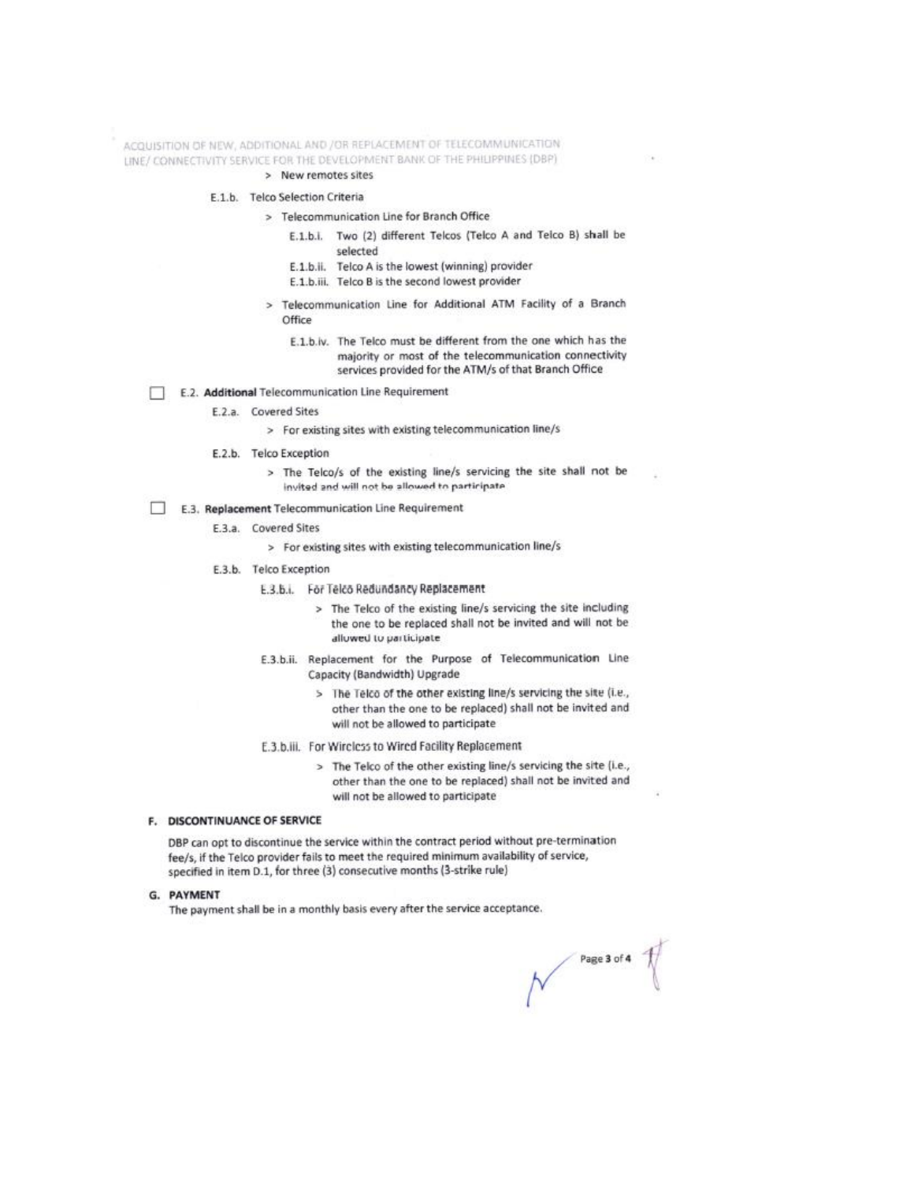> New remotes sites

E.1.b. Telco Selection Criteria

> Telecommunication Line for Branch Office

E.1.b.i. Two (2) different Telcos (Telco A and Telco B) shall be selected

E.1.b.ii. Telco A is the lowest (winning) provider

E.1.b.iii. Telco B is the second lowest provider

> Telecommunication Line for Additional ATM Facility of a Branch Office

E.1.b.iv. The Telco must be different from the one which has the majority or most of the telecommunication connectivity services provided for the ATM/s of that Branch Office

☐ E.2. **Additional** Telecommunication Line Requirement

E.2.a. Covered Sites

> For existing sites with existing telecommunication line/s

E.2.b. Telco Exception

> The Telco/s of the existing line/s servicing the site shall not be invited and will not be allowed to participate

☐ E.3. **Replacement** Telecommunication Line Requirement

E.3.a. Covered Sites

> For existing sites with existing telecommunication line/s

E.3.b. Telco Exception

E.3.b.i. For Telco Redundancy Replacement

> The Telco of the existing line/s servicing the site including the one to be replaced shall not be invited and will not be allowed to participate

E.3.b.ii. Replacement for the Purpose of Telecommunication Line Capacity (Bandwidth) Upgrade

> The Telco of the other existing line/s servicing the site (i.e., other than the one to be replaced) shall not be invited and will not be allowed to participate

E.3.b.iii. For Wireless to Wired Facility Replacement

> The Telco of the other existing line/s servicing the site (i.e., other than the one to be replaced) shall not be invited and will not be allowed to participate

## F. DISCONTINUANCE OF SERVICE

DBP can opt to discontinue the service within the contract period without pre-termination fee/s, if the Telco provider fails to meet the required minimum availability of service, specified in item D.1, for three (3) consecutive months (3-strike rule)

## G. PAYMENT

The payment shall be in a monthly basis every after the service acceptance.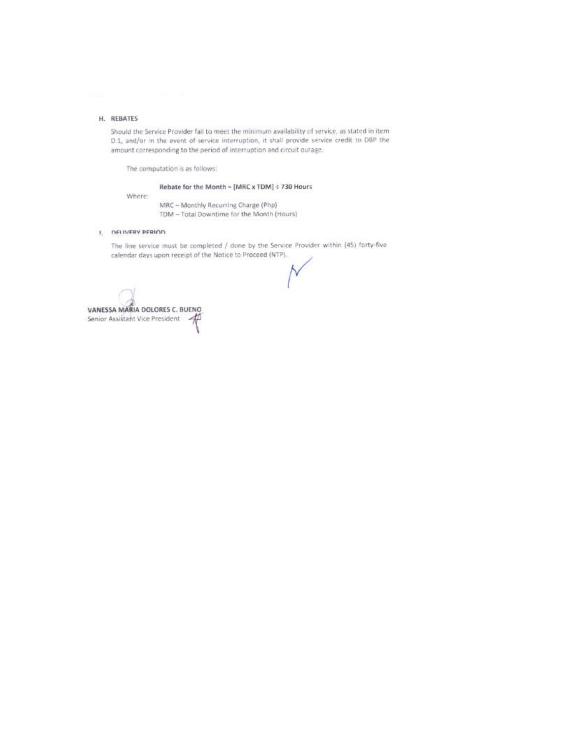### H. REBATES

Should the Service Provider fail to meet the minimum availability of service, as stated in item D.1, and/or in the event of service interruption, it shall provide service credit to DBP the amount corresponding to the period of interruption and circuit outage.

The computation is as follows:

**Rebate for the Month = [MRC x TDM] ÷ 730 Hours**

Where:

MRC – Monthly Recurring Charge (Php)
TDM – Total Downtime for the Month (Hours)

### I. DELIVERY PERIOD

The line service must be completed / done by the Service Provider within (45) forty-five calendar days upon receipt of the Notice to Proceed (NTP).

**VANESSA MARIA DOLORES C. BUENO**
Senior Assistant Vice President